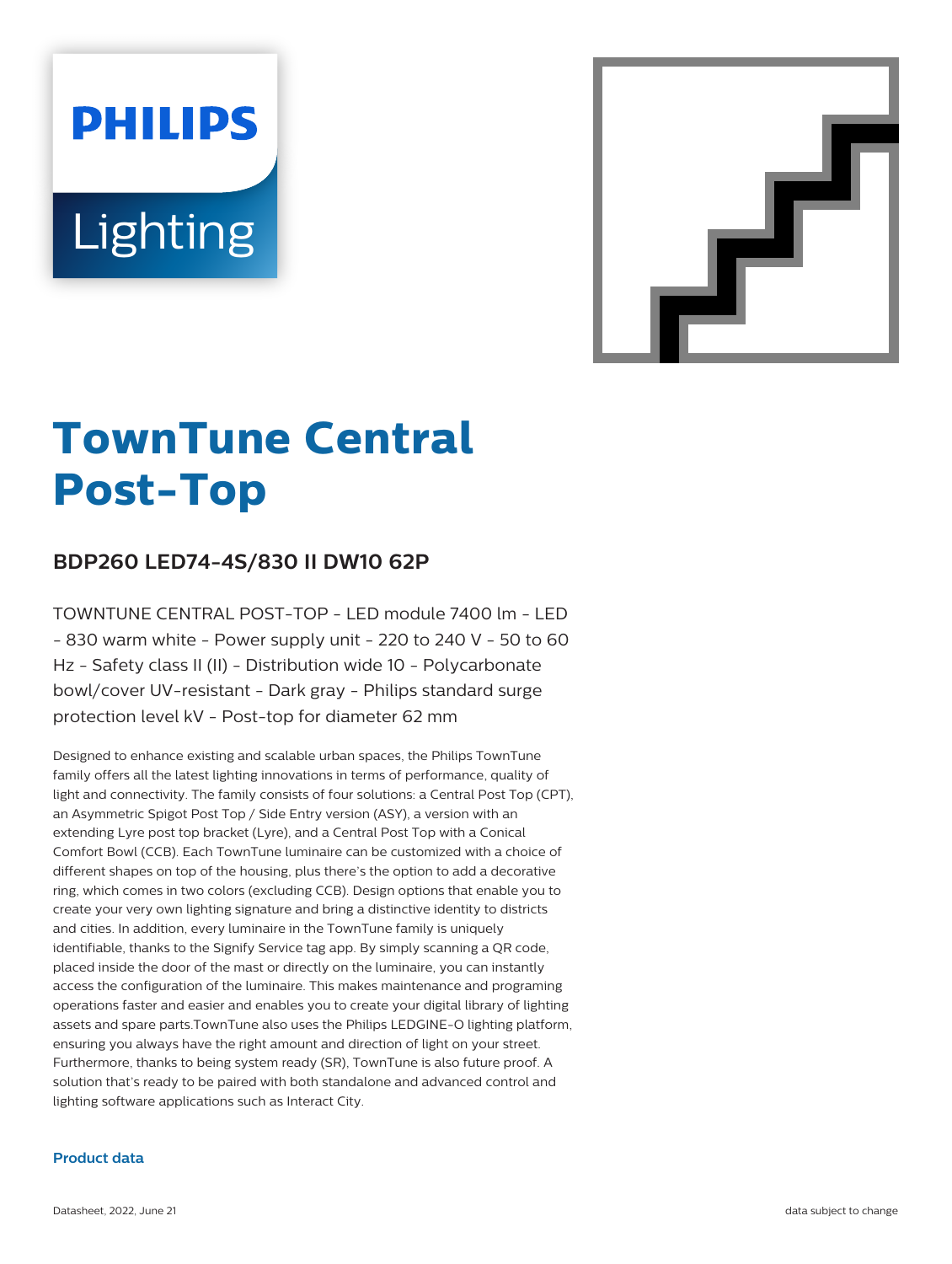# TownTune Central Post-Top

## BDP260 LED74-4S/830 II DW10 62P

TOWNTUNE CENTRAL POST-TOP - LED module 7400 lm - LED - 830 warm white - Power supply unit - 220 to 240 V - 50 to 60 Hz - Safety class II (II) - Distribution wide 10 - Polycarbonate bowl/cover UV-resistant - Dark gray - Philips standard surge protection level kV - Post-top for diameter 62 mm

Designed to enhance existing and scalable urban spaces, the Philips TownTune family offers all the latest lighting innovations in terms of performance, quality of light and connectivity. The family consists of four solutions: a Central Post Top (CPT), an Asymmetric Spigot Post Top / Side Entry version (ASY), a version with an extending Lyre post top bracket (Lyre), and a Central Post Top with a Conical Comfort Bowl (CCB). Each TownTune luminaire can be customized with a choice of different shapes on top of the housing, plus there's the option to add a decorative ring, which comes in two colors (excluding CCB). Design options that enable you to create your very own lighting signature and bring a distinctive identity to districts and cities. In addition, every luminaire in the TownTune family is uniquely identifiable, thanks to the Signify Service tag app. By simply scanning a QR code, placed inside the door of the mast or directly on the luminaire, you can instantly access the configuration of the luminaire. This makes maintenance and programing operations faster and easier and enables you to create your digital library of lighting assets and spare parts.TownTune also uses the Philips LEDGINE-O lighting platform, ensuring you always have the right amount and direction of light on your street. Furthermore, thanks to being system ready (SR), TownTune is also future proof. A solution that's ready to be paired with both standalone and advanced control and lighting software applications such as Interact City.

### Product data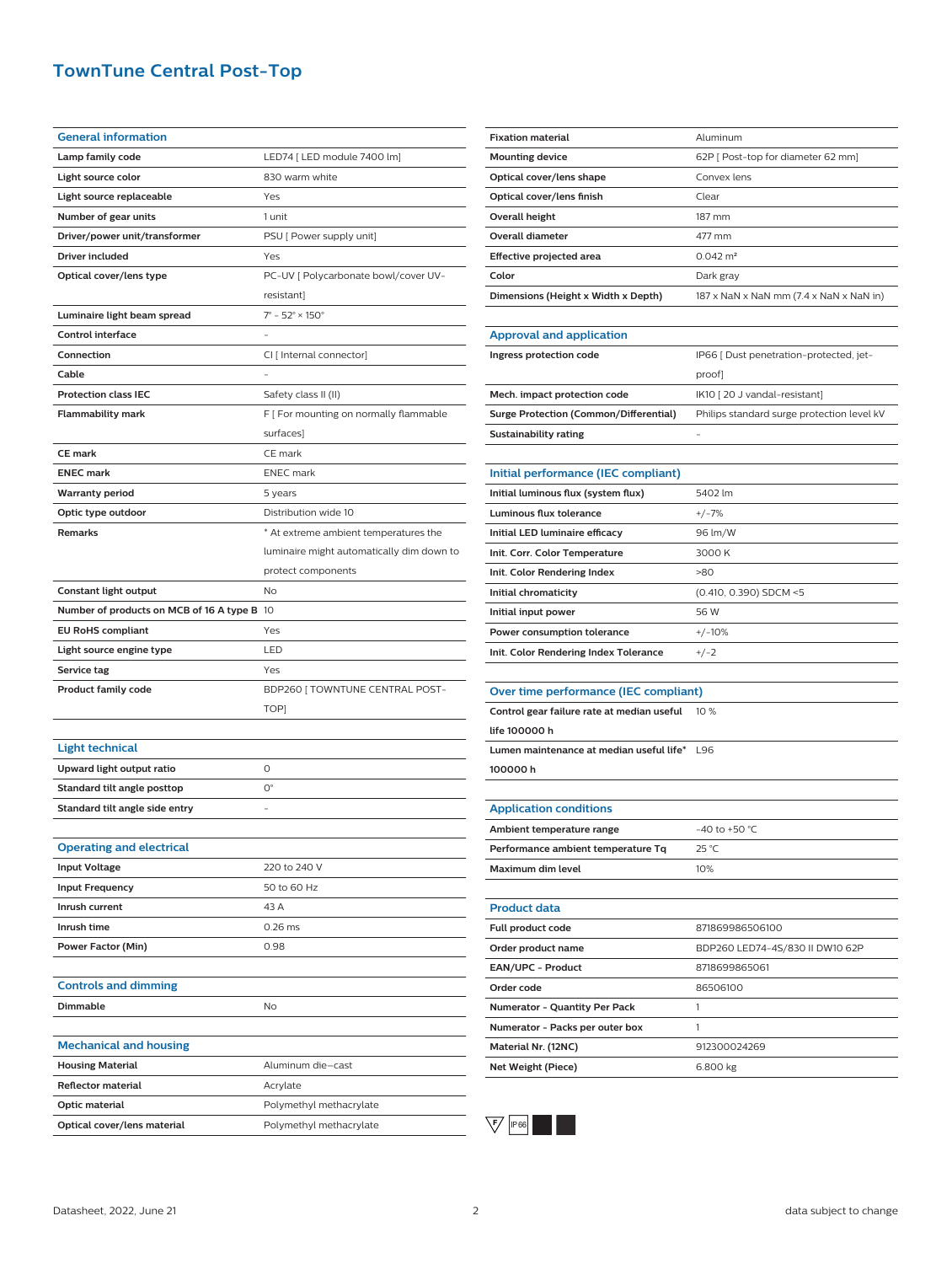# TownTune Central Post-Top

| General information | |
|---|---|
| Lamp family code | LED74 [ LED module 7400 lm] |
| Light source color | 830 warm white |
| Light source replaceable | Yes |
| Number of gear units | 1 unit |
| Driver/power unit/transformer | PSU [ Power supply unit] |
| Driver included | Yes |
| Optical cover/lens type | PC-UV [ Polycarbonate bowl/cover UV-resistant] |
| Luminaire light beam spread | 7° - 52° × 150° |
| Control interface | - |
| Connection | CI [ Internal connector] |
| Cable | - |
| Protection class IEC | Safety class II (II) |
| Flammability mark | F [ For mounting on normally flammable surfaces] |
| CE mark | CE mark |
| ENEC mark | ENEC mark |
| Warranty period | 5 years |
| Optic type outdoor | Distribution wide 10 |
| Remarks | * At extreme ambient temperatures the luminaire might automatically dim down to protect components |
| Constant light output | No |
| Number of products on MCB of 16 A type B | 10 |
| EU RoHS compliant | Yes |
| Light source engine type | LED |
| Service tag | Yes |
| Product family code | BDP260 [ TOWNTUNE CENTRAL POST-TOP] |

| Light technical | |
|---|---|
| Upward light output ratio | 0 |
| Standard tilt angle posttop | 0° |
| Standard tilt angle side entry | - |

| Operating and electrical | |
|---|---|
| Input Voltage | 220 to 240 V |
| Input Frequency | 50 to 60 Hz |
| Inrush current | 43 A |
| Inrush time | 0.26 ms |
| Power Factor (Min) | 0.98 |

| Controls and dimming | |
|---|---|
| Dimmable | No |

| Mechanical and housing | |
|---|---|
| Housing Material | Aluminum die-cast |
| Reflector material | Acrylate |
| Optic material | Polymethyl methacrylate |
| Optical cover/lens material | Polymethyl methacrylate |
| Fixation material | Aluminum |
| Mounting device | 62P [ Post-top for diameter 62 mm] |
| Optical cover/lens shape | Convex lens |
| Optical cover/lens finish | Clear |
| Overall height | 187 mm |
| Overall diameter | 477 mm |
| Effective projected area | 0.042 m² |
| Color | Dark gray |
| Dimensions (Height x Width x Depth) | 187 x NaN x NaN mm (7.4 x NaN x NaN in) |

| Approval and application | |
|---|---|
| Ingress protection code | IP66 [ Dust penetration-protected, jet-proof] |
| Mech. impact protection code | IK10 [ 20 J vandal-resistant] |
| Surge Protection (Common/Differential) | Philips standard surge protection level kV |
| Sustainability rating | - |

| Initial performance (IEC compliant) | |
|---|---|
| Initial luminous flux (system flux) | 5402 lm |
| Luminous flux tolerance | +/-7% |
| Initial LED luminaire efficacy | 96 lm/W |
| Init. Corr. Color Temperature | 3000 K |
| Init. Color Rendering Index | >80 |
| Initial chromaticity | (0.410, 0.390) SDCM <5 |
| Initial input power | 56 W |
| Power consumption tolerance | +/-10% |
| Init. Color Rendering Index Tolerance | +/-2 |

| Over time performance (IEC compliant) | |
|---|---|
| Control gear failure rate at median useful life 100000 h | 10 % |
| Lumen maintenance at median useful life* 100000 h | L96 |

| Application conditions | |
|---|---|
| Ambient temperature range | -40 to +50 °C |
| Performance ambient temperature Tq | 25 °C |
| Maximum dim level | 10% |

| Product data | |
|---|---|
| Full product code | 871869986506100 |
| Order product name | BDP260 LED74-4S/830 II DW10 62P |
| EAN/UPC - Product | 8718699865061 |
| Order code | 86506100 |
| Numerator - Quantity Per Pack | 1 |
| Numerator - Packs per outer box | 1 |
| Material Nr. (12NC) | 912300024269 |
| Net Weight (Piece) | 6.800 kg |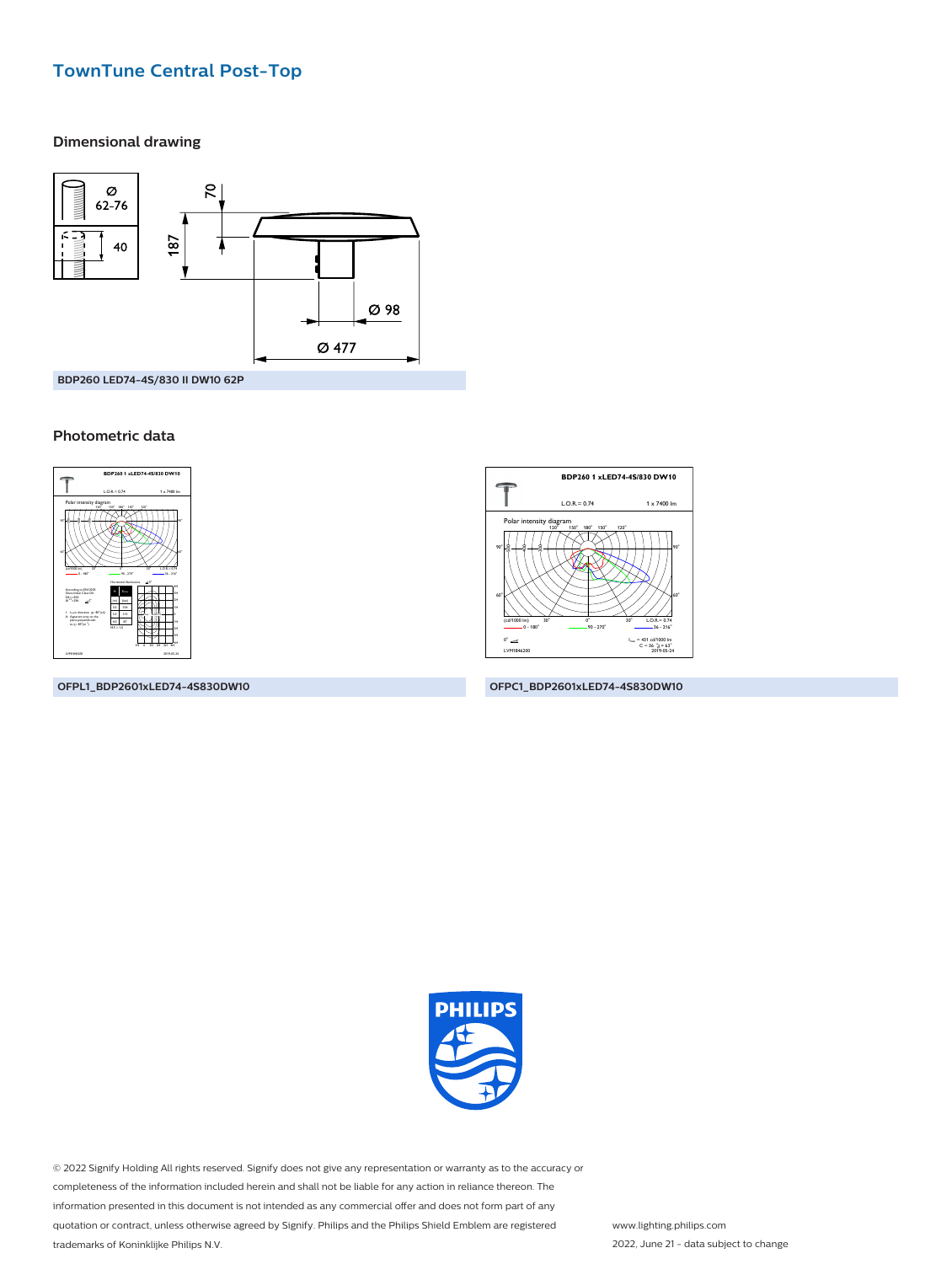## TownTune Central Post-Top

### Dimensional drawing

Ø
62-76

40

70

187

Ø 98

Ø 477

**BDP260 LED74-4S/830 II DW10 62P**

### Photometric data

**OFPL1_BDP2601xLED74-4S830DW10**

BDP260 1 xLED74-4S/830 DW10

L.O.R. = 0.74

1 x 7400 lm

Polar intensity diagram

120° 150° 180° 150° 120°

90°

90°

60°

60°

(cd/1000 lm) 30° 0° 30° L.O.R. = 0.74

0 - 180°

90 - 270°

36 - 216°

$I_{max}$ = 431 cd/1000 lm

C = 36 γ = 63°

2019-05-24

LVM1846200

**OFPC1_BDP2601xLED74-4S830DW10**

© 2022 Signify Holding All rights reserved. Signify does not give any representation or warranty as to the accuracy or completeness of the information included herein and shall not be liable for any action in reliance thereon. The information presented in this document is not intended as any commercial offer and does not form part of any quotation or contract, unless otherwise agreed by Signify. Philips and the Philips Shield Emblem are registered trademarks of Koninklijke Philips N.V.

www.lighting.philips.com

2022, June 21 - data subject to change